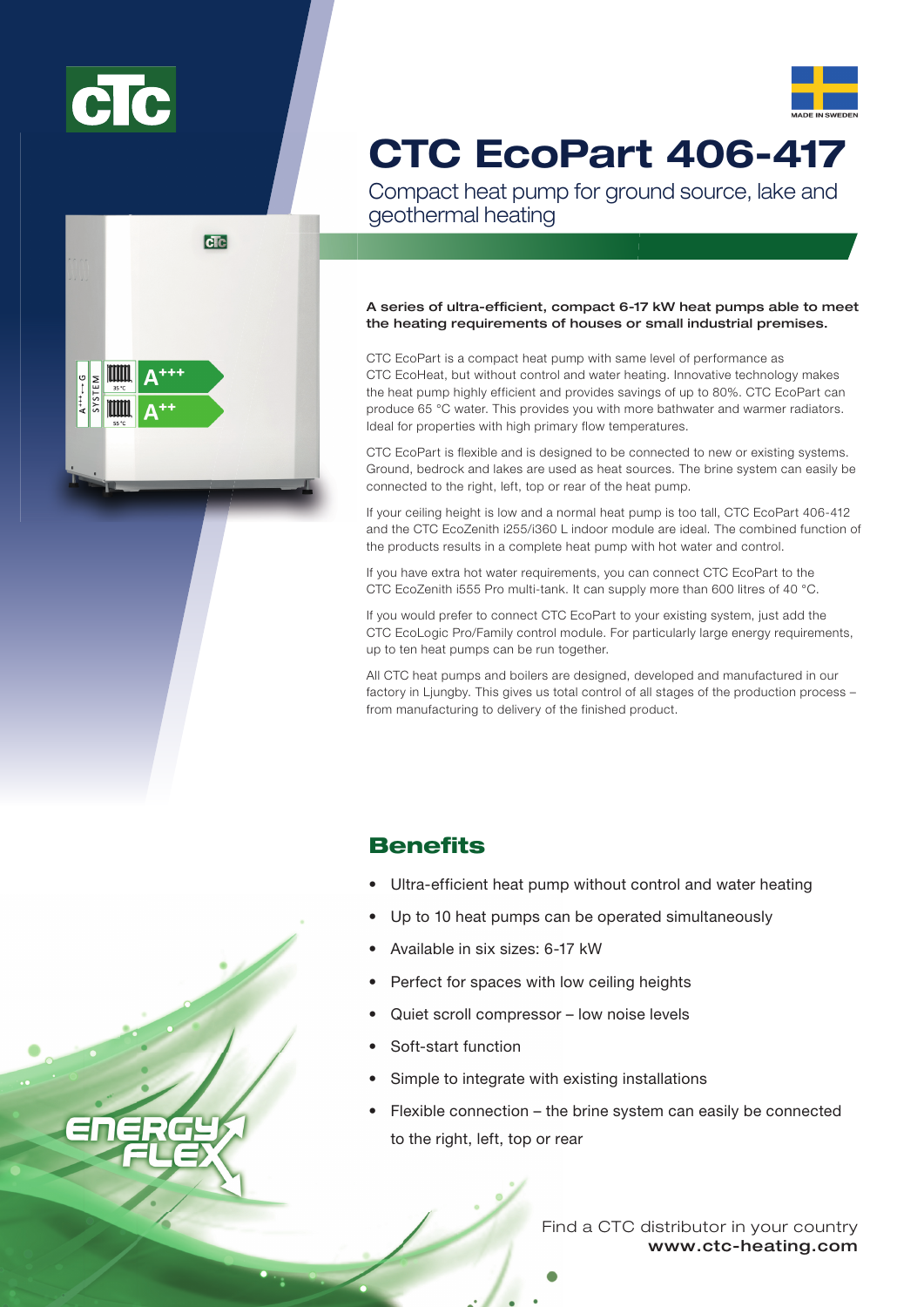# CTC EcoPart 406-417

Compact heat pump for ground source, lake and geothermal heating

**A series of ultra-efficient, compact 6-17 kW heat pumps able to meet the heating requirements of houses or small industrial premises.**

CTC EcoPart is a compact heat pump with same level of performance as CTC EcoHeat, but without control and water heating. Innovative technology makes the heat pump highly efficient and provides savings of up to 80%. CTC EcoPart can produce 65 °C water. This provides you with more bathwater and warmer radiators. Ideal for properties with high primary flow temperatures.

CTC EcoPart is flexible and is designed to be connected to new or existing systems. Ground, bedrock and lakes are used as heat sources. The brine system can easily be connected to the right, left, top or rear of the heat pump.

If your ceiling height is low and a normal heat pump is too tall, CTC EcoPart 406-412 and the CTC EcoZenith i255/i360 L indoor module are ideal. The combined function of the products results in a complete heat pump with hot water and control.

If you have extra hot water requirements, you can connect CTC EcoPart to the CTC EcoZenith i555 Pro multi-tank. It can supply more than 600 litres of 40 °C.

If you would prefer to connect CTC EcoPart to your existing system, just add the CTC EcoLogic Pro/Family control module. For particularly large energy requirements, up to ten heat pumps can be run together.

All CTC heat pumps and boilers are designed, developed and manufactured in our factory in Ljungby. This gives us total control of all stages of the production process – from manufacturing to delivery of the finished product.

## Benefits

- Ultra-efficient heat pump without control and water heating
- Up to 10 heat pumps can be operated simultaneously
- Available in six sizes: 6-17 kW
- Perfect for spaces with low ceiling heights
- Quiet scroll compressor – low noise levels
- Soft-start function
- Simple to integrate with existing installations
- Flexible connection – the brine system can easily be connected to the right, left, top or rear

Find a CTC distributor in your country
**www.ctc-heating.com**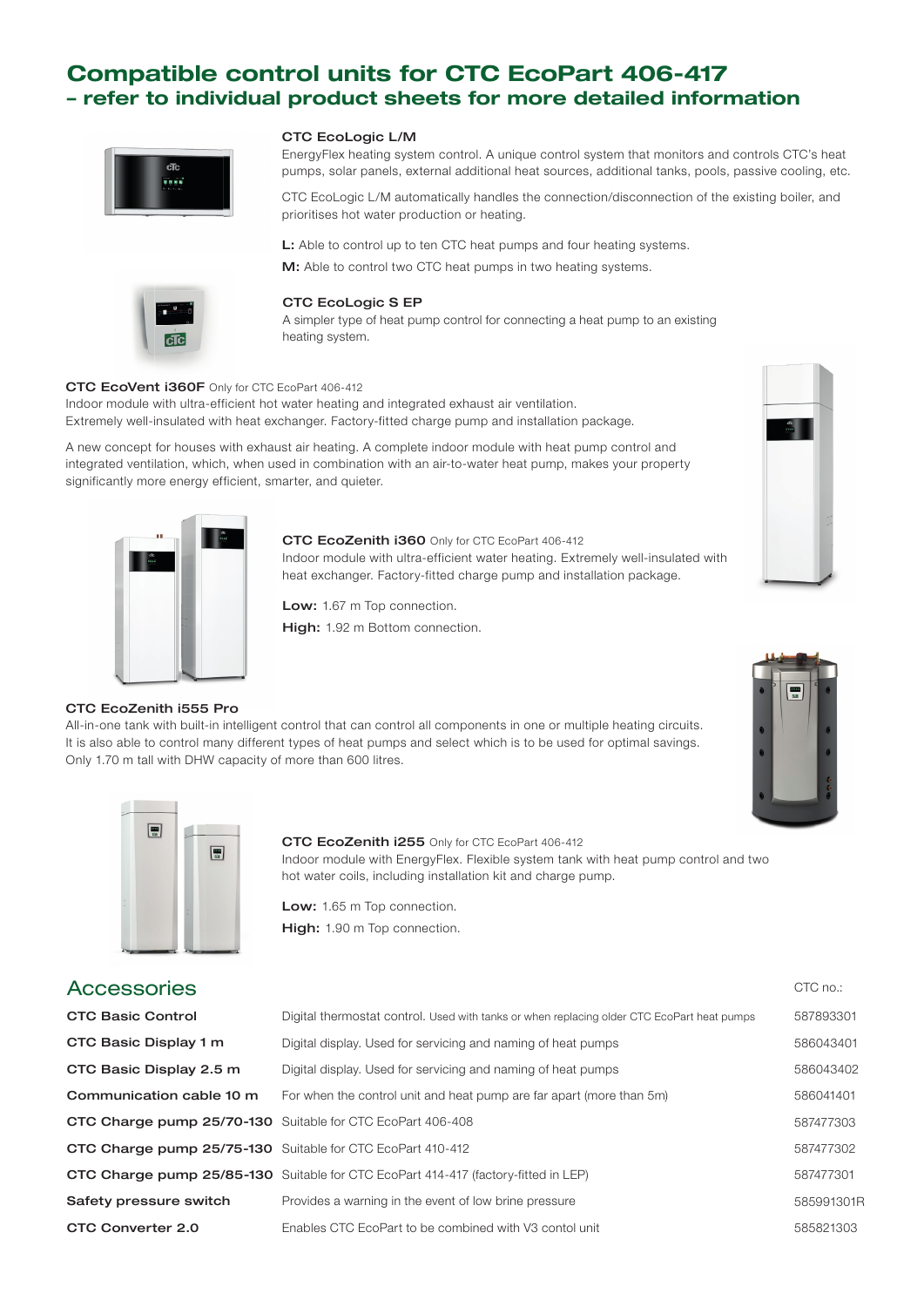# Compatible control units for CTC EcoPart 406-417
## – refer to individual product sheets for more detailed information

### CTC EcoLogic L/M

EnergyFlex heating system control. A unique control system that monitors and controls CTC's heat pumps, solar panels, external additional heat sources, additional tanks, pools, passive cooling, etc.

CTC EcoLogic L/M automatically handles the connection/disconnection of the existing boiler, and prioritises hot water production or heating.

**L:** Able to control up to ten CTC heat pumps and four heating systems.

**M:** Able to control two CTC heat pumps in two heating systems.

### CTC EcoLogic S EP

A simpler type of heat pump control for connecting a heat pump to an existing heating system.

### CTC EcoVent i360F Only for CTC EcoPart 406-412

Indoor module with ultra-efficient hot water heating and integrated exhaust air ventilation. Extremely well-insulated with heat exchanger. Factory-fitted charge pump and installation package.

A new concept for houses with exhaust air heating. A complete indoor module with heat pump control and integrated ventilation, which, when used in combination with an air-to-water heat pump, makes your property significantly more energy efficient, smarter, and quieter.

### CTC EcoZenith i360 Only for CTC EcoPart 406-412

Indoor module with ultra-efficient water heating. Extremely well-insulated with heat exchanger. Factory-fitted charge pump and installation package.

**Low:** 1.67 m Top connection.

**High:** 1.92 m Bottom connection.

### CTC EcoZenith i555 Pro

All-in-one tank with built-in intelligent control that can control all components in one or multiple heating circuits. It is also able to control many different types of heat pumps and select which is to be used for optimal savings. Only 1.70 m tall with DHW capacity of more than 600 litres.

### CTC EcoZenith i255 Only for CTC EcoPart 406-412

Indoor module with EnergyFlex. Flexible system tank with heat pump control and two hot water coils, including installation kit and charge pump.

**Low:** 1.65 m Top connection.

**High:** 1.90 m Top connection.

## Accessories

| | | CTC no.: |
|---|---|---|
| **CTC Basic Control** | Digital thermostat control. Used with tanks or when replacing older CTC EcoPart heat pumps | 587893301 |
| **CTC Basic Display 1 m** | Digital display. Used for servicing and naming of heat pumps | 586043401 |
| **CTC Basic Display 2.5 m** | Digital display. Used for servicing and naming of heat pumps | 586043402 |
| **Communication cable 10 m** | For when the control unit and heat pump are far apart (more than 5m) | 586041401 |
| **CTC Charge pump 25/70-130** | Suitable for CTC EcoPart 406-408 | 587477303 |
| **CTC Charge pump 25/75-130** | Suitable for CTC EcoPart 410-412 | 587477302 |
| **CTC Charge pump 25/85-130** | Suitable for CTC EcoPart 414-417 (factory-fitted in LEP) | 587477301 |
| **Safety pressure switch** | Provides a warning in the event of low brine pressure | 585991301R |
| **CTC Converter 2.0** | Enables CTC EcoPart to be combined with V3 contol unit | 585821303 |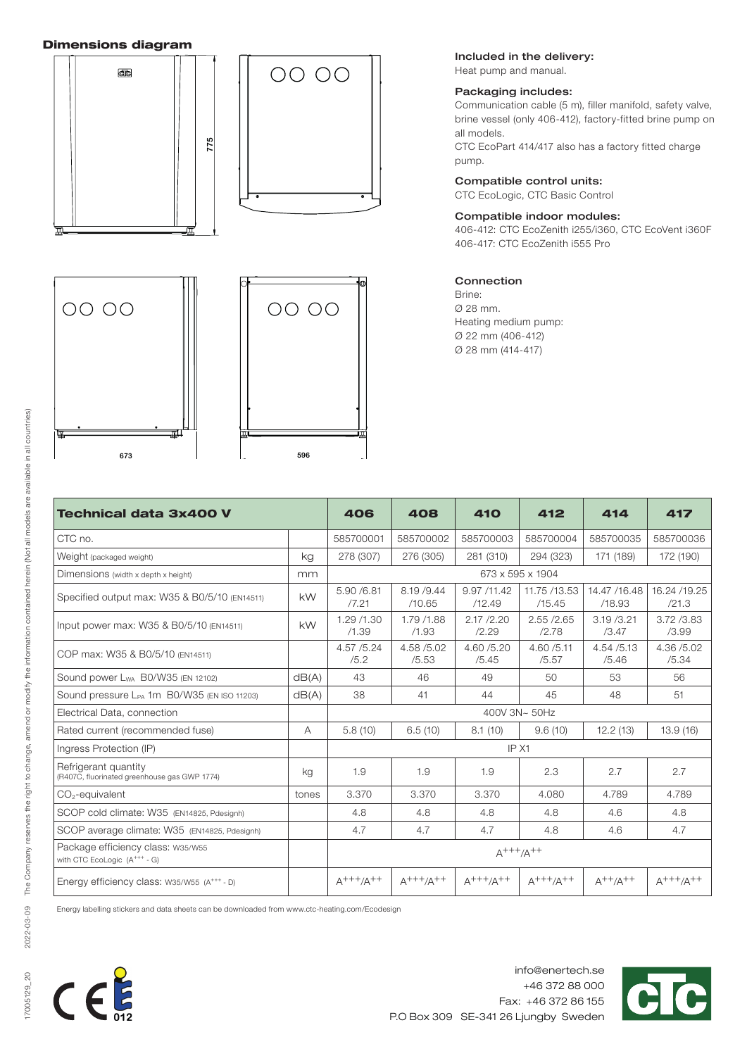## Dimensions diagram

775

673

596

**Included in the delivery:**
Heat pump and manual.

**Packaging includes:**
Communication cable (5 m), filler manifold, safety valve, brine vessel (only 406-412), factory-fitted brine pump on all models.
CTC EcoPart 414/417 also has a factory fitted charge pump.

**Compatible control units:**
CTC EcoLogic, CTC Basic Control

**Compatible indoor modules:**
406-412: CTC EcoZenith i255/i360, CTC EcoVent i360F
406-417: CTC EcoZenith i555 Pro

**Connection**
Brine:
Ø 28 mm.
Heating medium pump:
Ø 22 mm (406-412)
Ø 28 mm (414-417)

| Technical data 3x400 V | | 406 | 408 | 410 | 412 | 414 | 417 |
|---|---|---|---|---|---|---|---|
| CTC no. | | 585700001 | 585700002 | 585700003 | 585700004 | 585700035 | 585700036 |
| Weight (packaged weight) | kg | 278 (307) | 276 (305) | 281 (310) | 294 (323) | 171 (189) | 172 (190) |
| Dimensions (width x depth x height) | mm | 673 x 595 x 1904 | | | | | |
| Specified output max: W35 & B0/5/10 (EN14511) | kW | 5.90 /6.81 /7.21 | 8.19 /9.44 /10.65 | 9.97 /11.42 /12.49 | 11.75 /13.53 /15.45 | 14.47 /16.48 /18.93 | 16.24 /19.25 /21.3 |
| Input power max: W35 & B0/5/10 (EN14511) | kW | 1.29 /1.30 /1.39 | 1.79 /1.88 /1.93 | 2.17 /2.20 /2.29 | 2.55 /2.65 /2.78 | 3.19 /3.21 /3.47 | 3.72 /3.83 /3.99 |
| COP max: W35 & B0/5/10 (EN14511) | | 4.57 /5.24 /5.2 | 4.58 /5.02 /5.53 | 4.60 /5.20 /5.45 | 4.60 /5.11 /5.57 | 4.54 /5.13 /5.46 | 4.36 /5.02 /5.34 |
| Sound power $L_{WA}$ B0/W35 (EN 12102) | dB(A) | 43 | 46 | 49 | 50 | 53 | 56 |
| Sound pressure $L_{PA}$ 1m B0/W35 (EN ISO 11203) | dB(A) | 38 | 41 | 44 | 45 | 48 | 51 |
| Electrical Data, connection | | 400V 3N~ 50Hz | | | | | |
| Rated current (recommended fuse) | A | 5.8 (10) | 6.5 (10) | 8.1 (10) | 9.6 (10) | 12.2 (13) | 13.9 (16) |
| Ingress Protection (IP) | | IP X1 | | | | | |
| Refrigerant quantity (R407C, fluorinated greenhouse gas GWP 1774) | kg | 1.9 | 1.9 | 1.9 | 2.3 | 2.7 | 2.7 |
| $CO_2$-equivalent | tones | 3.370 | 3.370 | 3.370 | 4.080 | 4.789 | 4.789 |
| SCOP cold climate: W35 (EN14825, Pdesignh) | | 4.8 | 4.8 | 4.8 | 4.8 | 4.6 | 4.8 |
| SCOP average climate: W35 (EN14825, Pdesignh) | | 4.7 | 4.7 | 4.7 | 4.8 | 4.6 | 4.7 |
| Package efficiency class: W35/W55 with CTC EcoLogic ($A^{+++}$ - G) | | $A^{+++}/A^{++}$ | | | | | |
| Energy efficiency class: W35/W55 ($A^{+++}$ - D) | | $A^{+++}/A^{++}$ | $A^{+++}/A^{++}$ | $A^{+++}/A^{++}$ | $A^{+++}/A^{++}$ | $A^{++}/A^{++}$ | $A^{+++}/A^{++}$ |

Energy labelling stickers and data sheets can be downloaded from www.ctc-heating.com/Ecodesign

The Company reserves the right to change, amend or modify the information contained herein (Not all models are available in all countries)

2022-03-09

17005129_20

012

info@enertech.se
+46 372 88 000
Fax: +46 372 86 155
P.O Box 309 SE-341 26 Ljungby Sweden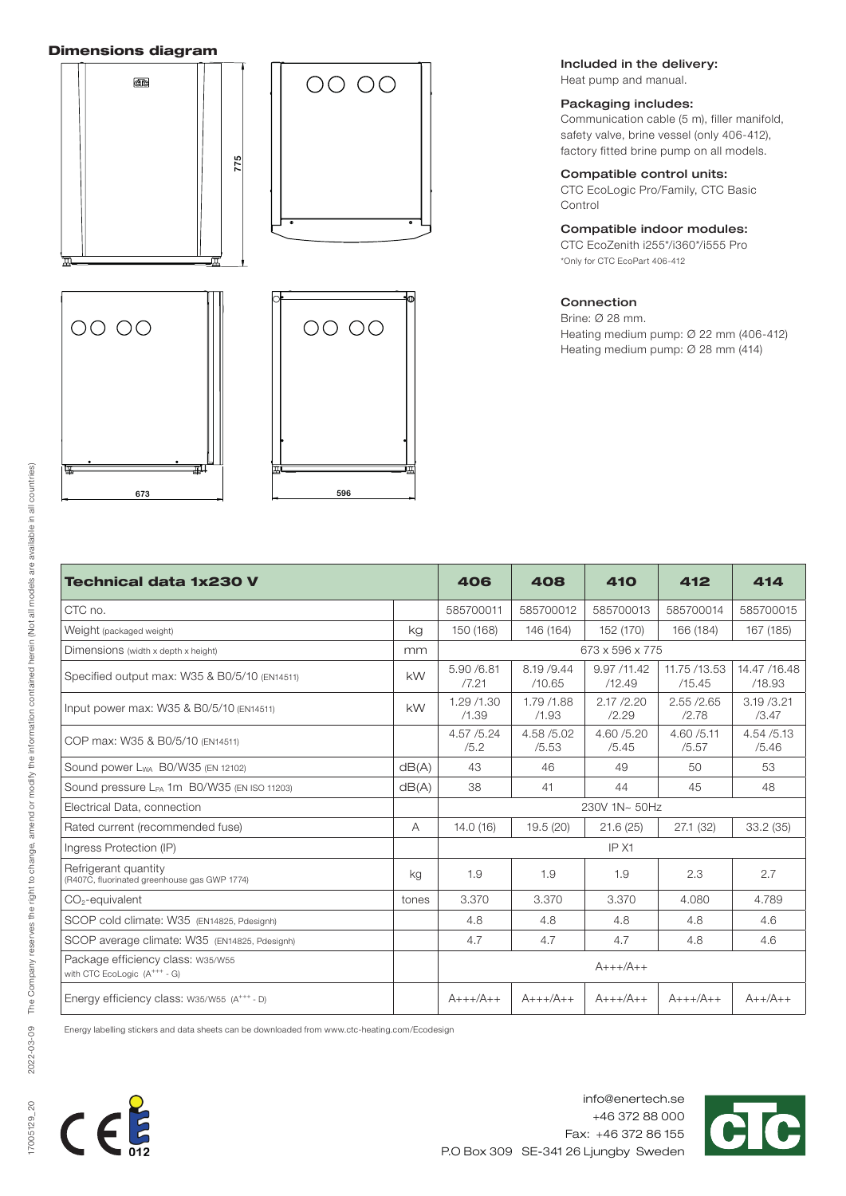## Dimensions diagram

775

673

596

**Included in the delivery:**
Heat pump and manual.

**Packaging includes:**
Communication cable (5 m), filler manifold, safety valve, brine vessel (only 406-412), factory fitted brine pump on all models.

**Compatible control units:**
CTC EcoLogic Pro/Family, CTC Basic Control

**Compatible indoor modules:**
CTC EcoZenith i255*/i360*/i555 Pro
*Only for CTC EcoPart 406-412

**Connection**
Brine: Ø 28 mm.
Heating medium pump: Ø 22 mm (406-412)
Heating medium pump: Ø 28 mm (414)

| Technical data 1x230 V | | 406 | 408 | 410 | 412 | 414 |
|---|---|---|---|---|---|---|
| CTC no. | | 585700011 | 585700012 | 585700013 | 585700014 | 585700015 |
| Weight (packaged weight) | kg | 150 (168) | 146 (164) | 152 (170) | 166 (184) | 167 (185) |
| Dimensions (width x depth x height) | mm | 673 x 596 x 775 | | | | |
| Specified output max: W35 & B0/5/10 (EN14511) | kW | 5.90 /6.81 /7.21 | 8.19 /9.44 /10.65 | 9.97 /11.42 /12.49 | 11.75 /13.53 /15.45 | 14.47 /16.48 /18.93 |
| Input power max: W35 & B0/5/10 (EN14511) | kW | 1.29 /1.30 /1.39 | 1.79 /1.88 /1.93 | 2.17 /2.20 /2.29 | 2.55 /2.65 /2.78 | 3.19 /3.21 /3.47 |
| COP max: W35 & B0/5/10 (EN14511) | | 4.57 /5.24 /5.2 | 4.58 /5.02 /5.53 | 4.60 /5.20 /5.45 | 4.60 /5.11 /5.57 | 4.54 /5.13 /5.46 |
| Sound power $L_{WA}$ B0/W35 (EN 12102) | dB(A) | 43 | 46 | 49 | 50 | 53 |
| Sound pressure $L_{PA}$ 1m B0/W35 (EN ISO 11203) | dB(A) | 38 | 41 | 44 | 45 | 48 |
| Electrical Data, connection | | 230V 1N~ 50Hz | | | | |
| Rated current (recommended fuse) | A | 14.0 (16) | 19.5 (20) | 21.6 (25) | 27.1 (32) | 33.2 (35) |
| Ingress Protection (IP) | | IP X1 | | | | |
| Refrigerant quantity (R407C, fluorinated greenhouse gas GWP 1774) | kg | 1.9 | 1.9 | 1.9 | 2.3 | 2.7 |
| $CO_2$-equivalent | tones | 3.370 | 3.370 | 3.370 | 4.080 | 4.789 |
| SCOP cold climate: W35 (EN14825, Pdesignh) | | 4.8 | 4.8 | 4.8 | 4.8 | 4.6 |
| SCOP average climate: W35 (EN14825, Pdesignh) | | 4.7 | 4.7 | 4.7 | 4.8 | 4.6 |
| Package efficiency class: W35/W55 with CTC EcoLogic (A+++ - G) | | A+++/A++ | | | | |
| Energy efficiency class: W35/W55 (A+++ - D) | | A+++/A++ | A+++/A++ | A+++/A++ | A+++/A++ | A++/A++ |

Energy labelling stickers and data sheets can be downloaded from www.ctc-heating.com/Ecodesign

The Company reserves the right to change, amend or modify the information contained herein (Not all models are available in all countries)

2022-03-09

170051 29_20

012

info@enertech.se
+46 372 88 000
Fax: +46 372 86 155
P.O Box 309 SE-341 26 Ljungby Sweden